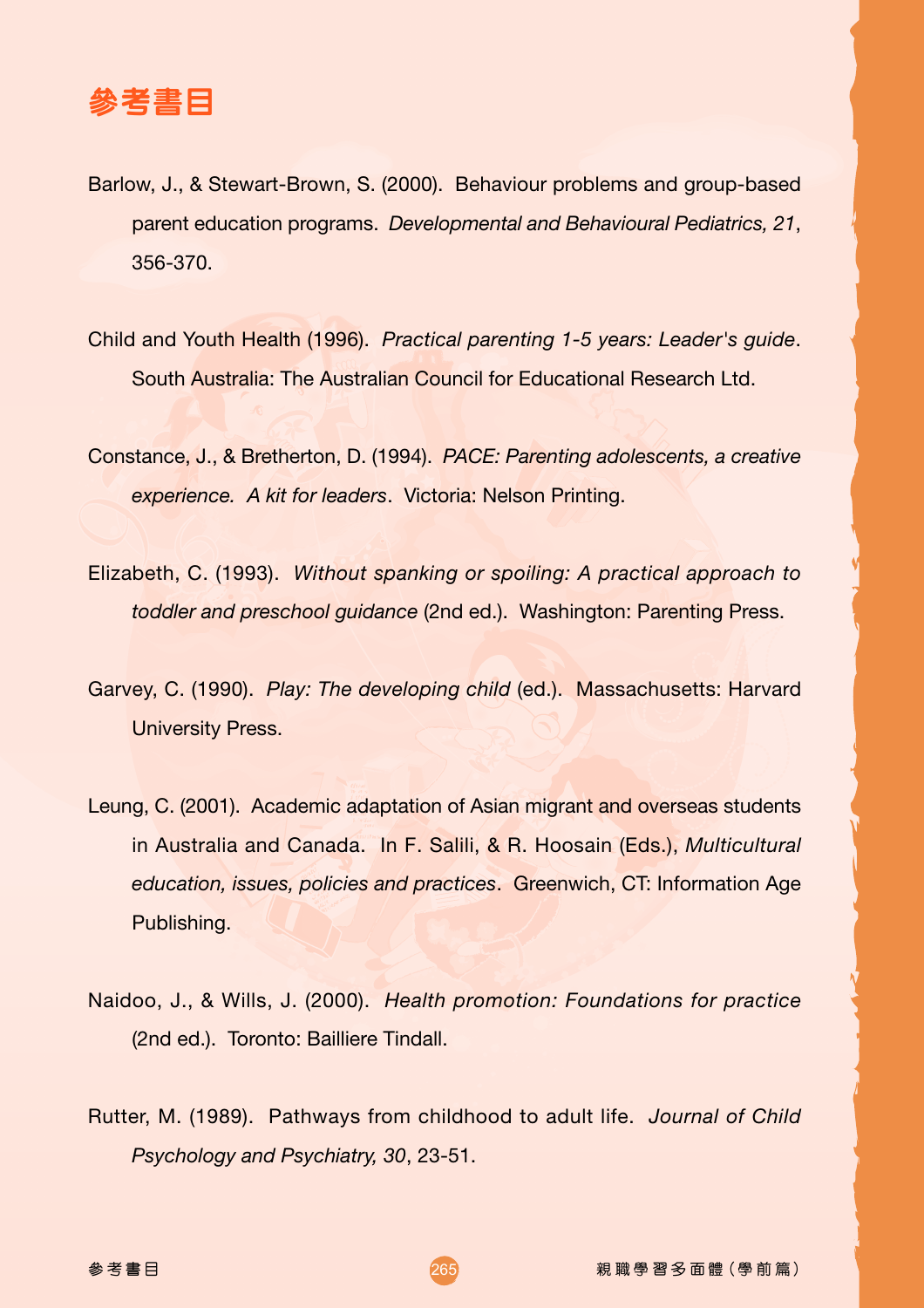# 參考書目

Barlow, J., & Stewart-Brown, S. (2000). Behaviour problems and group-based parent education programs. *Developmental and Behavioural Pediatrics, 21*, 356-370.

Child and Youth Health (1996). *Practical parenting 1-5 years: Leader's guide*. South Australia: The Australian Council for Educational Research Ltd.

Constance, J., & Bretherton, D. (1994). *PACE: Parenting adolescents, a creative experience. A kit for leaders*. Victoria: Nelson Printing.

Elizabeth, C. (1993). *Without spanking or spoiling: A practical approach to toddler and preschool guidance* (2nd ed.). Washington: Parenting Press.

Garvey, C. (1990). *Play: The developing child* (ed.). Massachusetts: Harvard University Press.

Leung, C. (2001). Academic adaptation of Asian migrant and overseas students in Australia and Canada. In F. Salili, & R. Hoosain (Eds.), *Multicultural education, issues, policies and practices*. Greenwich, CT: Information Age Publishing.

Naidoo, J., & Wills, J. (2000). *Health promotion: Foundations for practice* (2nd ed.). Toronto: Bailliere Tindall.

Rutter, M. (1989). Pathways from childhood to adult life. *Journal of Child Psychology and Psychiatry, 30*, 23-51.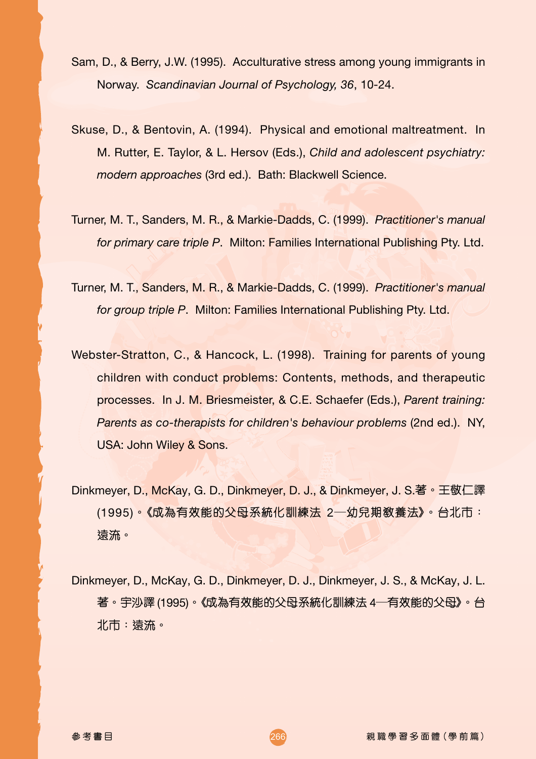Sam, D., & Berry, J.W. (1995). Acculturative stress among young immigrants in Norway. *Scandinavian Journal of Psychology, 36*, 10-24.

Skuse, D., & Bentovin, A. (1994). Physical and emotional maltreatment. In M. Rutter, E. Taylor, & L. Hersov (Eds.), *Child and adolescent psychiatry: modern approaches* (3rd ed.). Bath: Blackwell Science.

Turner, M. T., Sanders, M. R., & Markie-Dadds, C. (1999). *Practitioner's manual for primary care triple P*. Milton: Families International Publishing Pty. Ltd.

Turner, M. T., Sanders, M. R., & Markie-Dadds, C. (1999). *Practitioner's manual for group triple P*. Milton: Families International Publishing Pty. Ltd.

Webster-Stratton, C., & Hancock, L. (1998). Training for parents of young children with conduct problems: Contents, methods, and therapeutic processes. In J. M. Briesmeister, & C.E. Schaefer (Eds.), *Parent training: Parents as co-therapists for children's behaviour problems* (2nd ed.). NY, USA: John Wiley & Sons.

Dinkmeyer, D., McKay, G. D., Dinkmeyer, D. J., & Dinkmeyer, J. S.著。王敬仁譯 (1995)。《成為有效能的父母系統化訓練法 2—幼兒期教養法》。台北市：遠流。

Dinkmeyer, D., McKay, G. D., Dinkmeyer, D. J., Dinkmeyer, J. S., & McKay, J. L. 著。宇沙譯 (1995)。《成為有效能的父母系統化訓練法 4—有效能的父母》。台北市：遠流。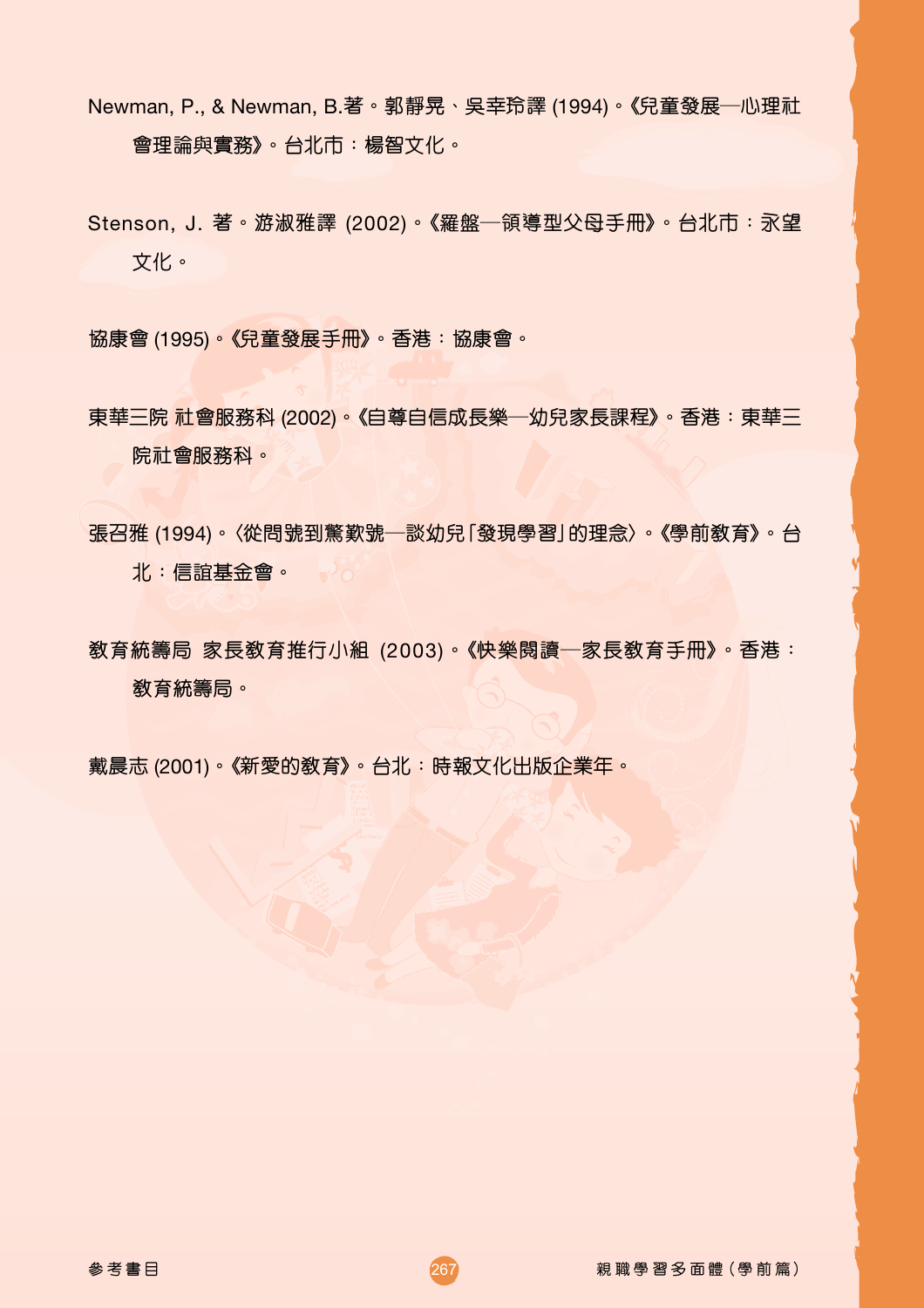Newman, P., & Newman, B.著。郭靜晃、吳幸玲譯 (1994)。《兒童發展—心理社會理論與實務》。台北市：楊智文化。

Stenson, J. 著。游淑雅譯 (2002)。《羅盤—領導型父母手冊》。台北市：永望文化。

協康會 (1995)。《兒童發展手冊》。香港：協康會。

東華三院 社會服務科 (2002)。《自尊自信成長樂—幼兒家長課程》。香港：東華三院社會服務科。

張召雅 (1994)。〈從問號到驚歎號—談幼兒「發現學習」的理念〉。《學前教育》。台北：信誼基金會。

教育統籌局 家長教育推行小組 (2003)。《快樂閱讀—家長教育手冊》。香港：教育統籌局。

戴晨志 (2001)。《新愛的教育》。台北：時報文化出版企業年。